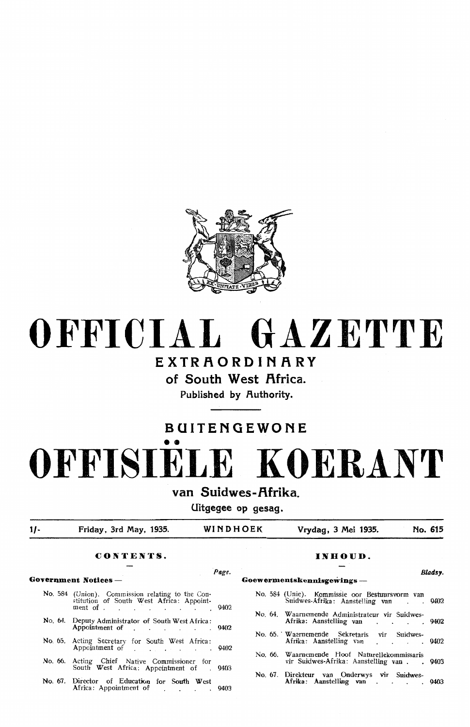# OFFICIAL GAZETTE

## EXTRAORDINARY

### of South West Africa.

Published by Authority.

## BUITENGEWONE

# OFFISIËLE KOERANT

### van Suidwes-Afrika.

Uitgegee op gesag.

| 1/- | Friday, 3rd May, 1935. | WINDHOEK | Vrydag, 3 Mei 1935. | No. 615 |
|---|---|---|---|---|

## CONTENTS.

**Government Notices —**

| | | Page. |
|---|---|---|
| No. 584 | (Union). Commission relating to the Constitution of South West Africa: Appointment of | 9402 |
| No. 64. | Deputy Administrator of South West Africa: Appointment of | 9402 |
| No. 65. | Acting Secretary for South West Africa: Appointment of | 9402 |
| No. 66. | Acting Chief Native Commissioner for South West Africa: Appointment of | 9403 |
| No. 67. | Director of Education for South West Africa: Appointment of | 9403 |

## INHOUD.

**Goewermentskennisgewings —**

| | | Bladsy. |
|---|---|---|
| No. 584 | (Unie). Kommissie oor Bestuursvorm van Suidwes-Afrika: Aanstelling van | 9402 |
| No. 64. | Waarnemende Administrateur vir Suidwes-Afrika: Aanstelling van | 9402 |
| No. 65. | Waarnemende Sekretaris vir Suidwes-Afrika: Aanstelling van | 9402 |
| No. 66. | Waarnemende Hoof Naturellekommissaris vir Suidwes-Afrika: Aanstelling van | 9403 |
| No. 67. | Direkteur van Onderwys vir Suidwes-Afrika: Aanstelling van | 9403 |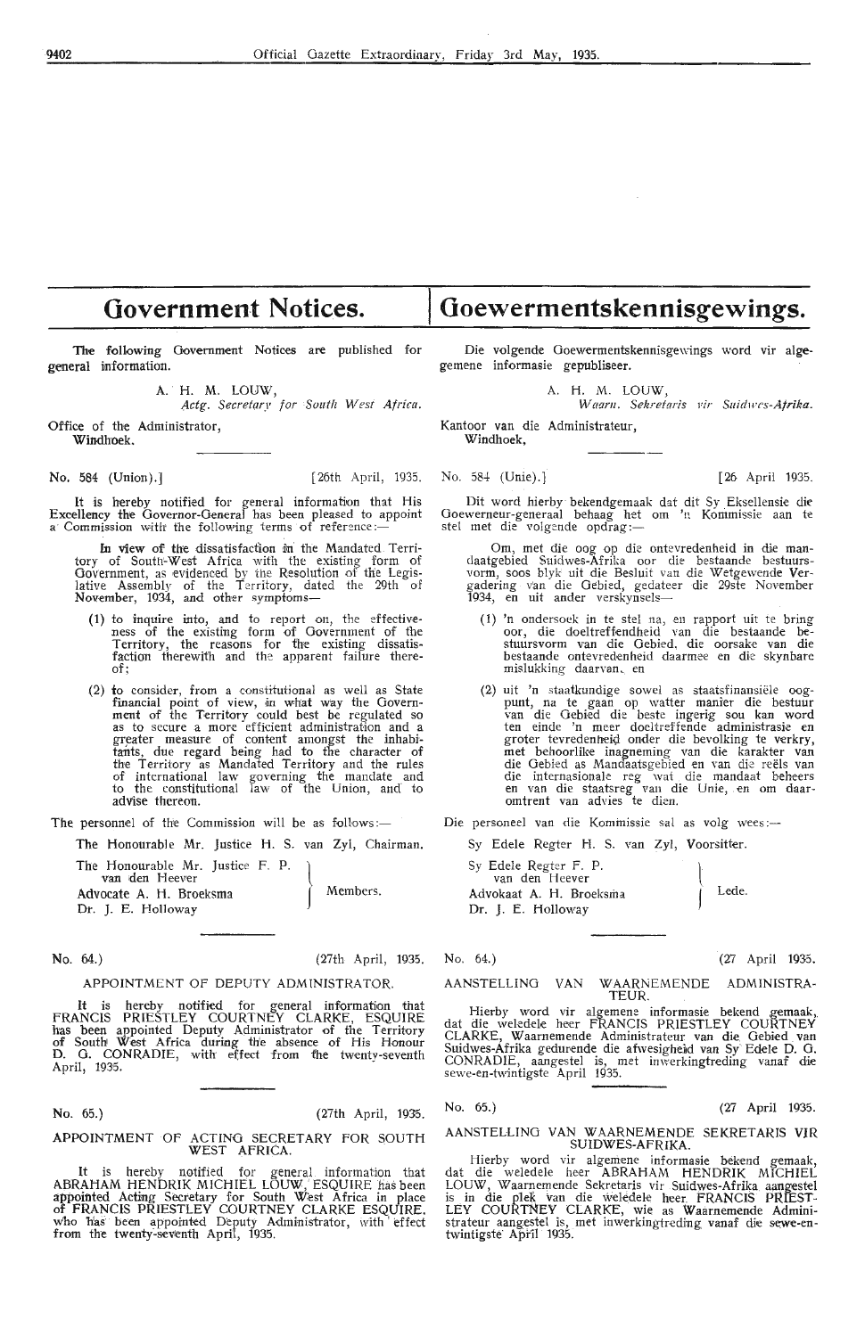# Government Notices.

The following Government Notices are published for general information.

A. H. M. LOUW,
*Actg. Secretary for South West Africa.*

Office of the Administrator,
Windhoek.

No. 584 (Union).] [26th April, 1935.

It is hereby notified for general information that His Excellency the Governor-General has been pleased to appoint a Commission with the following terms of reference:—

In view of the dissatisfaction in the Mandated Territory of South-West Africa with the existing form of Government, as evidenced by the Resolution of the Legislative Assembly of the Territory, dated the 29th of November, 1934, and other symptoms—

(1) to inquire into, and to report on, the effectiveness of the existing form of Government of the Territory, the reasons for the existing dissatisfaction therewith and the apparent failure thereof;

(2) to consider, from a constitutional as well as State financial point of view, in what way the Government of the Territory could best be regulated so as to secure a more efficient administration and a greater measure of content amongst the inhabitants, due regard being had to the character of the Territory as Mandated Territory and the rules of international law governing the mandate and to the constitutional law of the Union, and to advise thereon.

The personnel of the Commission will be as follows:—

The Honourable Mr. Justice H. S. van Zyl, Chairman.

The Honourable Mr. Justice F. P. van den Heever, Advocate A. H. Broeksma, Dr. J. E. Holloway — Members.

No. 64.) (27th April, 1935.

APPOINTMENT OF DEPUTY ADMINISTRATOR.

It is hereby notified for general information that FRANCIS PRIESTLEY COURTNEY CLARKE, ESQUIRE has been appointed Deputy Administrator of the Territory of South West Africa during the absence of His Honour D. G. CONRADIE, with effect from the twenty-seventh April, 1935.

No. 65.) (27th April, 1935.

APPOINTMENT OF ACTING SECRETARY FOR SOUTH WEST AFRICA.

It is hereby notified for general information that ABRAHAM HENDRIK MICHIEL LOUW, ESQUIRE has been appointed Acting Secretary for South West Africa in place of FRANCIS PRIESTLEY COURTNEY CLARKE ESQUIRE, who has been appointed Deputy Administrator, with effect from the twenty-seventh April, 1935.

# Goewermentskennisgewings.

Die volgende Goewermentskennisgewings word vir algemene informasie gepubliseer.

A. H. M. LOUW,
*Waarn. Sekretaris vir Suidwes-Afrika.*

Kantoor van die Administrateur,
Windhoek,

No. 584 (Unie).] [26 April 1935.

Dit word hierby bekendgemaak dat dit Sy Eksellensie die Goewerneur-generaal behaag het om 'n Kommissie aan te stel met die volgende opdrag:—

Om, met die oog op die ontevredenheid in die mandaatgebied Suidwes-Afrika oor die bestaande bestuursvorm, soos blyk uit die Besluit van die Wetgewende Vergadering van die Gebied, gedateer die 29ste November 1934, en uit ander verskynsels—

(1) 'n ondersoek in te stel na, en rapport uit te bring oor, die doeltreffendheid van die bestaande bestuursvorm van die Gebied, die oorsake van die bestaande ontevredenheid daarmee en die skynbare mislukking daarvan, en

(2) uit 'n staatkundige sowel as staatsfinansiële oogpunt, na te gaan op watter manier die bestuur van die Gebied die beste ingerig sou kan word ten einde 'n meer doeltreffende administrasie en groter tevredenheid onder die bevolking te verkry, met behoorlike inagneming van die karakter van die Gebied as Mandaatsgebied en van die reëls van die internasionale reg wat die mandaat beheers en van die staatsreg van die Unie, en om daaromtrent van advies te dien.

Die personeel van die Kommissie sal as volg wees:—

Sy Edele Regter H. S. van Zyl, Voorsitter.

Sy Edele Regter F. P. van den Heever, Advokaat A. H. Broeksma, Dr. J. E. Holloway — Lede.

No. 64.) (27 April 1935.

AANSTELLING VAN WAARNEMENDE ADMINISTRATEUR.

Hierby word vir algemene informasie bekend gemaak, dat die weledele heer FRANCIS PRIESTLEY COURTNEY CLARKE, Waarnemende Administrateur van die Gebied van Suidwes-Afrika gedurende die afwesigheid van Sy Edele D. G. CONRADIE, aangestel is, met inwerkingtreding vanaf die sewe-en-twintigste April 1935.

No. 65.) (27 April 1935.

AANSTELLING VAN WAARNEMENDE SEKRETARIS VIR SUIDWES-AFRIKA.

Hierby word vir algemene informasie bekend gemaak, dat die weledele heer ABRAHAM HENDRIK MICHIEL LOUW, Waarnemende Sekretaris vir Suidwes-Afrika aangestel is in die plek van die weledele heer FRANCIS PRIESTLEY COURTNEY CLARKE, wie as Waarnemende Administrateur aangestel is, met inwerkingtreding vanaf die sewe-en-twintigste April 1935.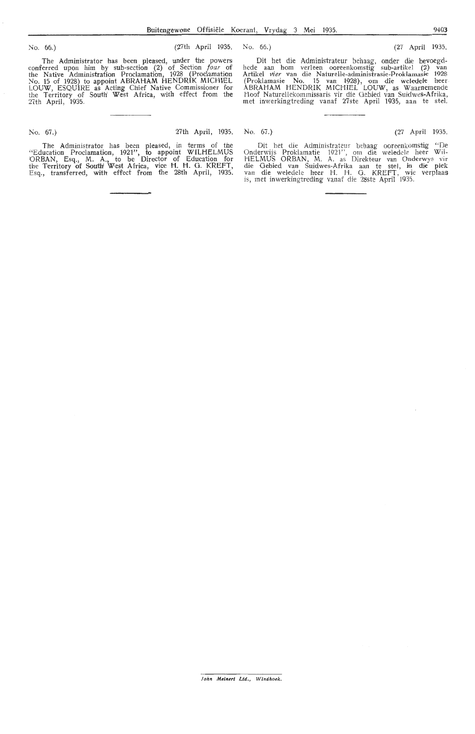No. 66.) (27th April 1935.

The Administrator has been pleased, under the powers conferred upon him by sub-section (2) of Section *four* of the Native Administration Proclamation, 1928 (Proclamation No. 15 of 1928) to appoint ABRAHAM HENDRIK MICHIEL LOUW, ESQUIRE as Acting Chief Native Commissioner for the Territory of South West Africa, with effect from the 27th April, 1935.

No. 67.) 27th April, 1935.

The Administrator has been pleased, in terms of the "Education Proclamation, 1921", to appoint WILHELMUS ORBAN, Esq., M. A., to be Director of Education for the Territory of South West Africa, vice H. H. G. KREFT, Esq., transferred, with effect from the 28th April, 1935.

No. 66.) (27 April 1935.

Dit het die Administrateur behaag, onder die bevoegdhede aan hom verleen ooreenkomstig sub-artikel (2) van Artikel *vier* van die Naturelle-administrasie-Proklamasie 1928 (Proklamasie No. 15 van 1928), om die weledele heer ABRAHAM HENDRIK MICHIEL LOUW, as Waarnemende Hoof Naturellekommissaris vir die Gebied van Suidwes-Afrika, met inwerkingtreding vanaf 27ste April 1935, aan te stel.

No. 67.) (27 April 1935.

Dit het die Administrateur behaag ooreenkomstig "De Onderwijs Proklamatie 1921", om die weledele heer WILHELMUS ORBAN, M. A. as Direkteur van Onderwys vir die Gebied van Suidwes-Afrika aan te stel, in die plek van die weledele heer H. H. G. KREFT, wie verplaas is, met inwerkingtreding vanaf die 28ste April 1935.

John Meinert Ltd., Windhoek.